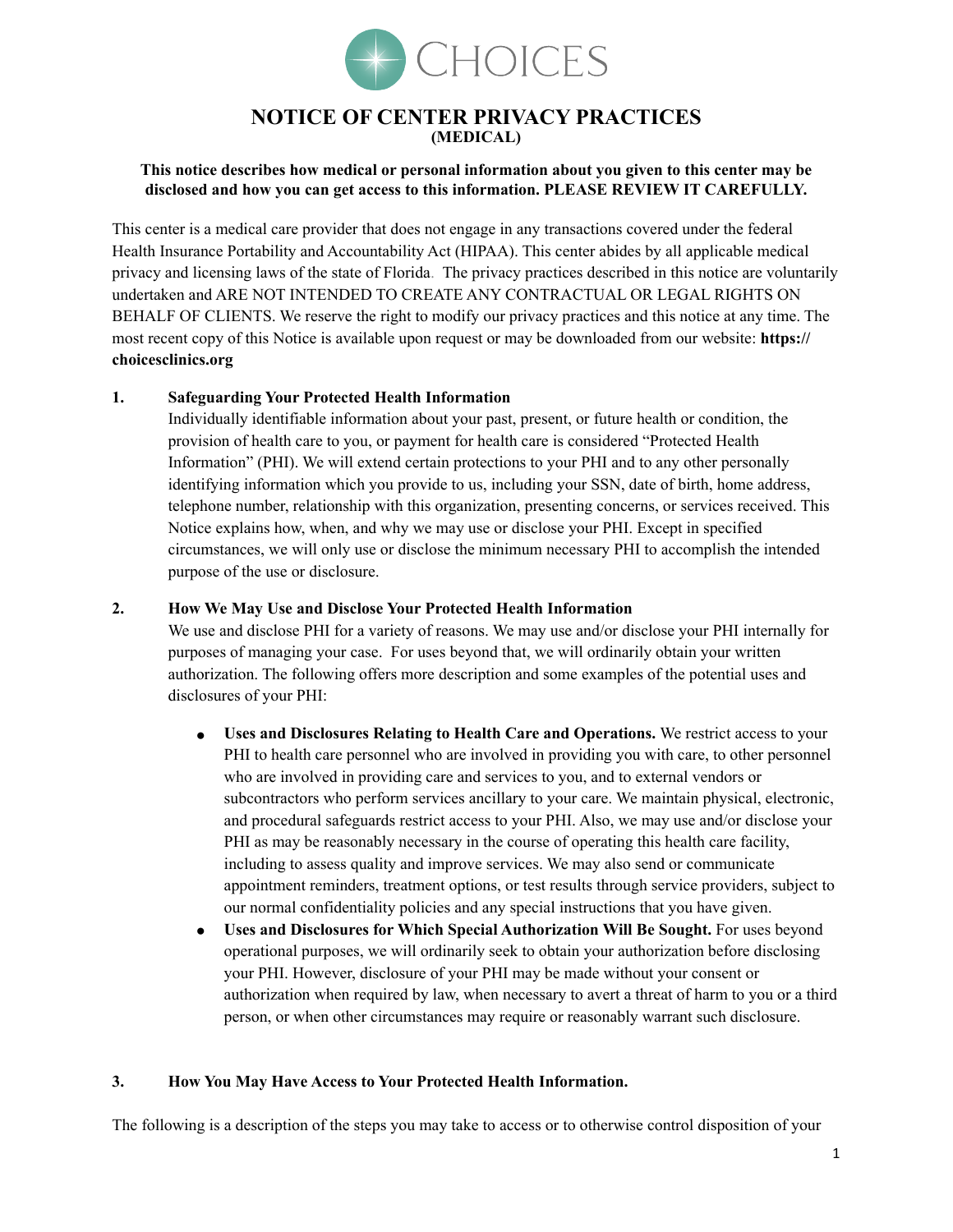CHOICES

# NOTICE OF CENTER PRIVACY PRACTICES
## (MEDICAL)

**This notice describes how medical or personal information about you given to this center may be disclosed and how you can get access to this information. PLEASE REVIEW IT CAREFULLY.**

This center is a medical care provider that does not engage in any transactions covered under the federal Health Insurance Portability and Accountability Act (HIPAA). This center abides by all applicable medical privacy and licensing laws of the state of Florida. The privacy practices described in this notice are voluntarily undertaken and ARE NOT INTENDED TO CREATE ANY CONTRACTUAL OR LEGAL RIGHTS ON BEHALF OF CLIENTS. We reserve the right to modify our privacy practices and this notice at any time. The most recent copy of this Notice is available upon request or may be downloaded from our website: **https://choicesclinics.org**

### 1. Safeguarding Your Protected Health Information

Individually identifiable information about your past, present, or future health or condition, the provision of health care to you, or payment for health care is considered "Protected Health Information" (PHI). We will extend certain protections to your PHI and to any other personally identifying information which you provide to us, including your SSN, date of birth, home address, telephone number, relationship with this organization, presenting concerns, or services received. This Notice explains how, when, and why we may use or disclose your PHI. Except in specified circumstances, we will only use or disclose the minimum necessary PHI to accomplish the intended purpose of the use or disclosure.

### 2. How We May Use and Disclose Your Protected Health Information

We use and disclose PHI for a variety of reasons. We may use and/or disclose your PHI internally for purposes of managing your case. For uses beyond that, we will ordinarily obtain your written authorization. The following offers more description and some examples of the potential uses and disclosures of your PHI:

- **Uses and Disclosures Relating to Health Care and Operations.** We restrict access to your PHI to health care personnel who are involved in providing you with care, to other personnel who are involved in providing care and services to you, and to external vendors or subcontractors who perform services ancillary to your care. We maintain physical, electronic, and procedural safeguards restrict access to your PHI. Also, we may use and/or disclose your PHI as may be reasonably necessary in the course of operating this health care facility, including to assess quality and improve services. We may also send or communicate appointment reminders, treatment options, or test results through service providers, subject to our normal confidentiality policies and any special instructions that you have given.
- **Uses and Disclosures for Which Special Authorization Will Be Sought.** For uses beyond operational purposes, we will ordinarily seek to obtain your authorization before disclosing your PHI. However, disclosure of your PHI may be made without your consent or authorization when required by law, when necessary to avert a threat of harm to you or a third person, or when other circumstances may require or reasonably warrant such disclosure.

### 3. How You May Have Access to Your Protected Health Information.

The following is a description of the steps you may take to access or to otherwise control disposition of your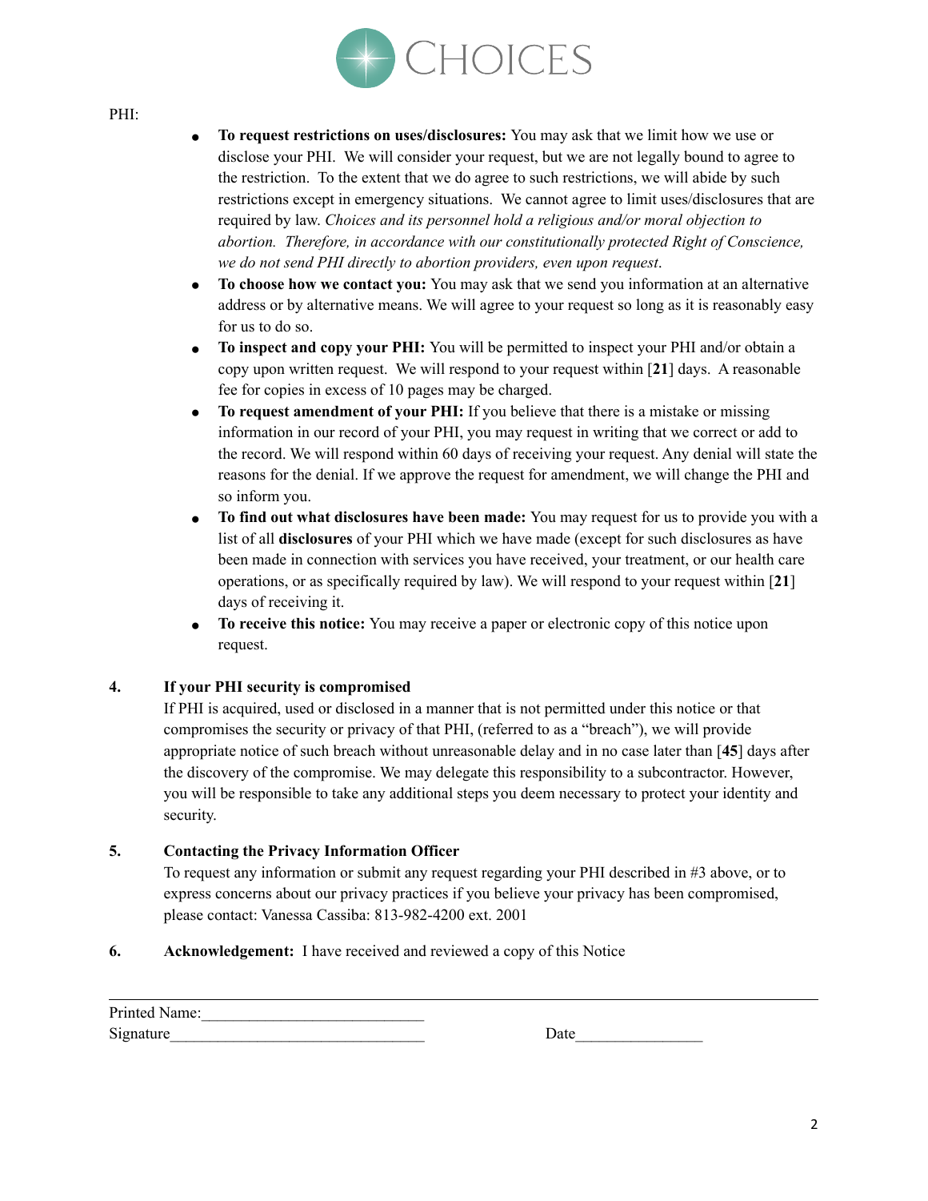PHI:

- **To request restrictions on uses/disclosures:** You may ask that we limit how we use or disclose your PHI. We will consider your request, but we are not legally bound to agree to the restriction. To the extent that we do agree to such restrictions, we will abide by such restrictions except in emergency situations. We cannot agree to limit uses/disclosures that are required by law. *Choices and its personnel hold a religious and/or moral objection to abortion. Therefore, in accordance with our constitutionally protected Right of Conscience, we do not send PHI directly to abortion providers, even upon request*.
- **To choose how we contact you:** You may ask that we send you information at an alternative address or by alternative means. We will agree to your request so long as it is reasonably easy for us to do so.
- **To inspect and copy your PHI:** You will be permitted to inspect your PHI and/or obtain a copy upon written request. We will respond to your request within [**21**] days. A reasonable fee for copies in excess of 10 pages may be charged.
- **To request amendment of your PHI:** If you believe that there is a mistake or missing information in our record of your PHI, you may request in writing that we correct or add to the record. We will respond within 60 days of receiving your request. Any denial will state the reasons for the denial. If we approve the request for amendment, we will change the PHI and so inform you.
- **To find out what disclosures have been made:** You may request for us to provide you with a list of all **disclosures** of your PHI which we have made (except for such disclosures as have been made in connection with services you have received, your treatment, or our health care operations, or as specifically required by law). We will respond to your request within [**21**] days of receiving it.
- **To receive this notice:** You may receive a paper or electronic copy of this notice upon request.

**4. If your PHI security is compromised**

If PHI is acquired, used or disclosed in a manner that is not permitted under this notice or that compromises the security or privacy of that PHI, (referred to as a "breach"), we will provide appropriate notice of such breach without unreasonable delay and in no case later than [**45**] days after the discovery of the compromise. We may delegate this responsibility to a subcontractor. However, you will be responsible to take any additional steps you deem necessary to protect your identity and security.

**5. Contacting the Privacy Information Officer**

To request any information or submit any request regarding your PHI described in #3 above, or to express concerns about our privacy practices if you believe your privacy has been compromised, please contact: Vanessa Cassiba: 813-982-4200 ext. 2001

**6. Acknowledgement:** I have received and reviewed a copy of this Notice

Printed Name:____________________________

Signature________________________________ Date________________